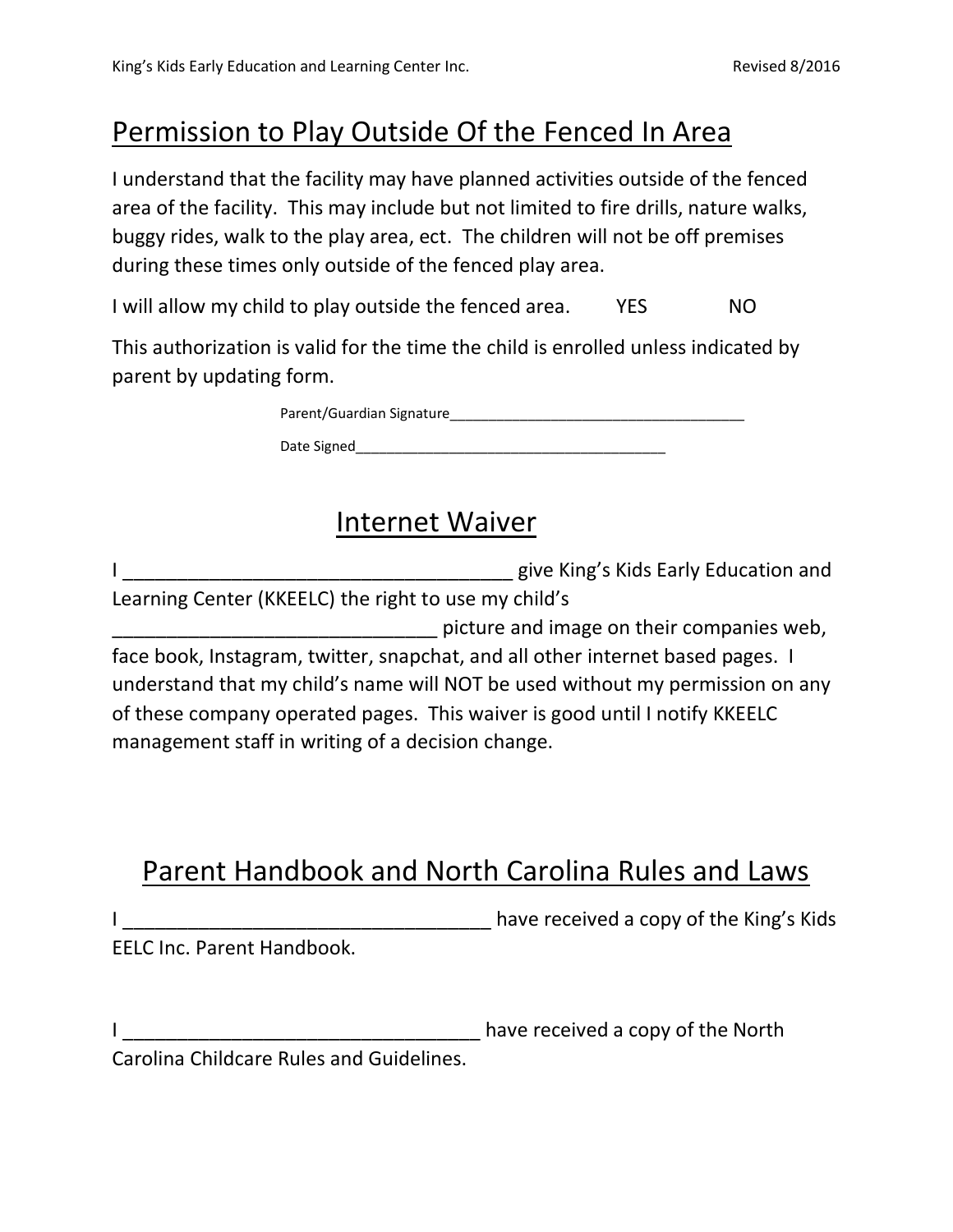# Permission to Play Outside Of the Fenced In Area

I understand that the facility may have planned activities outside of the fenced area of the facility. This may include but not limited to fire drills, nature walks, buggy rides, walk to the play area, ect. The children will not be off premises during these times only outside of the fenced play area.

I will allow my child to play outside the fenced area. YES NO

This authorization is valid for the time the child is enrolled unless indicated by parent by updating form.

Parent/Guardian Signature_____________________________________

Date Signed_______________________________________

# Internet Waiver

I _____________________________________ give King's Kids Early Education and Learning Center (KKEELC) the right to use my child's _______________________________ picture and image on their companies web, face book, Instagram, twitter, snapchat, and all other internet based pages. I understand that my child's name will NOT be used without my permission on any of these company operated pages. This waiver is good until I notify KKEELC management staff in writing of a decision change.

# Parent Handbook and North Carolina Rules and Laws

I ___________________________________ have received a copy of the King's Kids EELC Inc. Parent Handbook.

I __________________________________ have received a copy of the North Carolina Childcare Rules and Guidelines.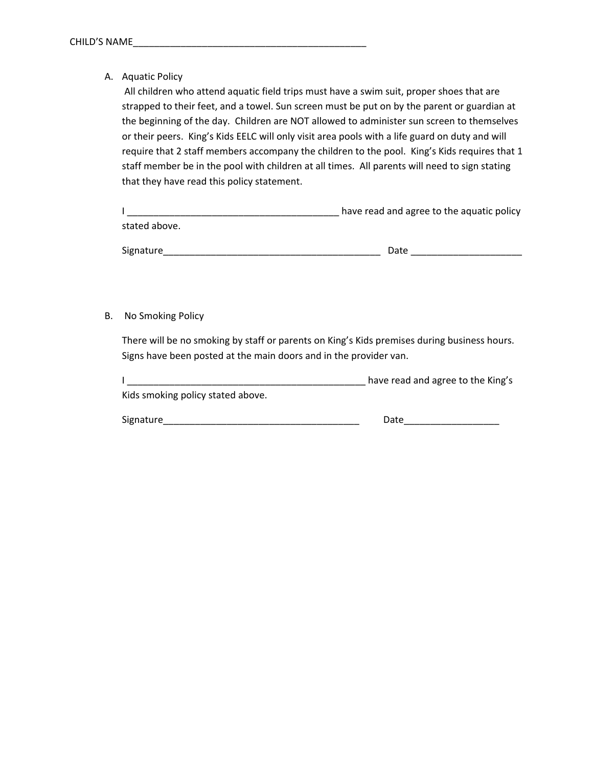CHILD'S NAME_____________________________________________

A. Aquatic Policy

All children who attend aquatic field trips must have a swim suit, proper shoes that are strapped to their feet, and a towel. Sun screen must be put on by the parent or guardian at the beginning of the day. Children are NOT allowed to administer sun screen to themselves or their peers. King's Kids EELC will only visit area pools with a life guard on duty and will require that 2 staff members accompany the children to the pool. King's Kids requires that 1 staff member be in the pool with children at all times. All parents will need to sign stating that they have read this policy statement.

I _________________________________________ have read and agree to the aquatic policy stated above.

Signature__________________________________________ Date _____________________

B. No Smoking Policy

There will be no smoking by staff or parents on King's Kids premises during business hours. Signs have been posted at the main doors and in the provider van.

I ______________________________________________ have read and agree to the King's Kids smoking policy stated above.

Signature______________________________________ Date__________________